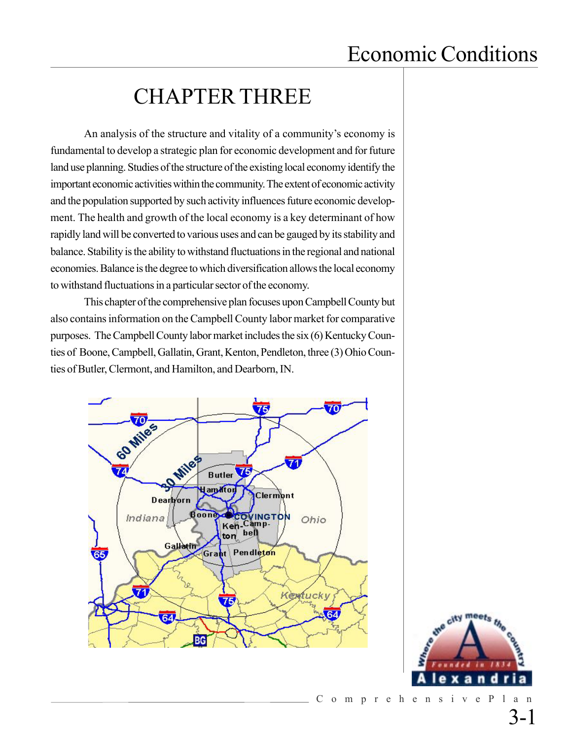# CHAPTER THREE

An analysis of the structure and vitality of a community's economy is fundamental to develop a strategic plan for economic development and for future land use planning. Studies of the structure of the existing local economy identify the important economic activities within the community. The extent of economic activity and the population supported by such activity influences future economic development. The health and growth of the local economy is a key determinant of how rapidly land will be converted to various uses and can be gauged by its stability and balance. Stability is the ability to withstand fluctuations in the regional and national economies. Balance is the degree to which diversification allows the local economy to withstand fluctuations in a particular sector of the economy.

This chapter of the comprehensive plan focuses upon Campbell County but also contains information on the Campbell County labor market for comparative purposes. The Campbell County labor market includes the six (6) Kentucky Counties of Boone, Campbell, Gallatin, Grant, Kenton, Pendleton, three (3) Ohio Counties of Butler, Clermont, and Hamilton, and Dearborn, IN.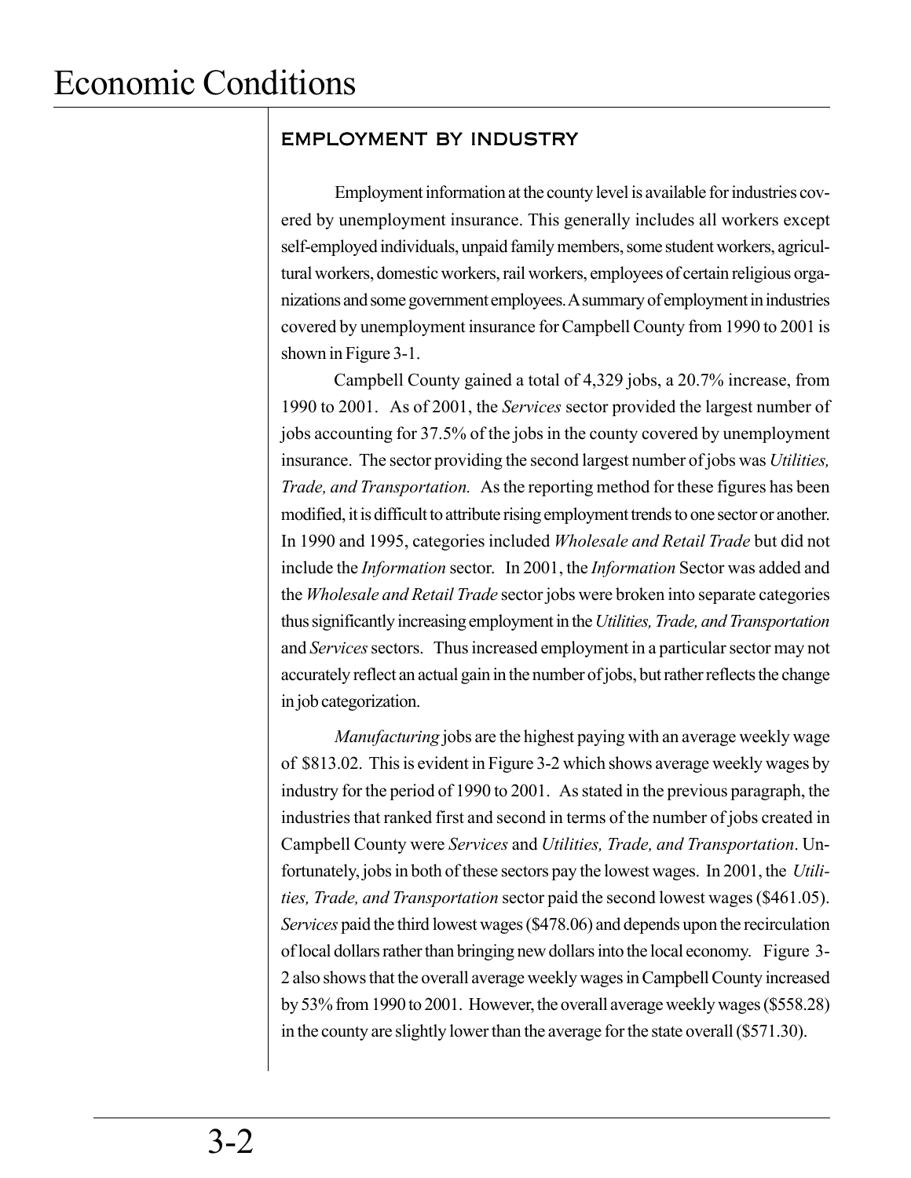# Economic Conditions

## EMPLOYMENT BY INDUSTRY

Employment information at the county level is available for industries covered by unemployment insurance. This generally includes all workers except self-employed individuals, unpaid family members, some student workers, agricultural workers, domestic workers, rail workers, employees of certain religious organizations and some government employees. A summary of employment in industries covered by unemployment insurance for Campbell County from 1990 to 2001 is shown in Figure 3-1.

Campbell County gained a total of 4,329 jobs, a 20.7% increase, from 1990 to 2001. As of 2001, the *Services* sector provided the largest number of jobs accounting for 37.5% of the jobs in the county covered by unemployment insurance. The sector providing the second largest number of jobs was *Utilities, Trade, and Transportation.* As the reporting method for these figures has been modified, it is difficult to attribute rising employment trends to one sector or another. In 1990 and 1995, categories included *Wholesale and Retail Trade* but did not include the *Information* sector. In 2001, the *Information* Sector was added and the *Wholesale and Retail Trade* sector jobs were broken into separate categories thus significantly increasing employment in the *Utilities, Trade, and Transportation* and *Services* sectors. Thus increased employment in a particular sector may not accurately reflect an actual gain in the number of jobs, but rather reflects the change in job categorization.

*Manufacturing* jobs are the highest paying with an average weekly wage of $813.02. This is evident in Figure 3-2 which shows average weekly wages by industry for the period of 1990 to 2001. As stated in the previous paragraph, the industries that ranked first and second in terms of the number of jobs created in Campbell County were *Services* and *Utilities, Trade, and Transportation*. Unfortunately, jobs in both of these sectors pay the lowest wages. In 2001, the *Utilities, Trade, and Transportation* sector paid the second lowest wages ($461.05). *Services* paid the third lowest wages ($478.06) and depends upon the recirculation of local dollars rather than bringing new dollars into the local economy. Figure 3-2 also shows that the overall average weekly wages in Campbell County increased by 53% from 1990 to 2001. However, the overall average weekly wages ($558.28) in the county are slightly lower than the average for the state overall ($571.30).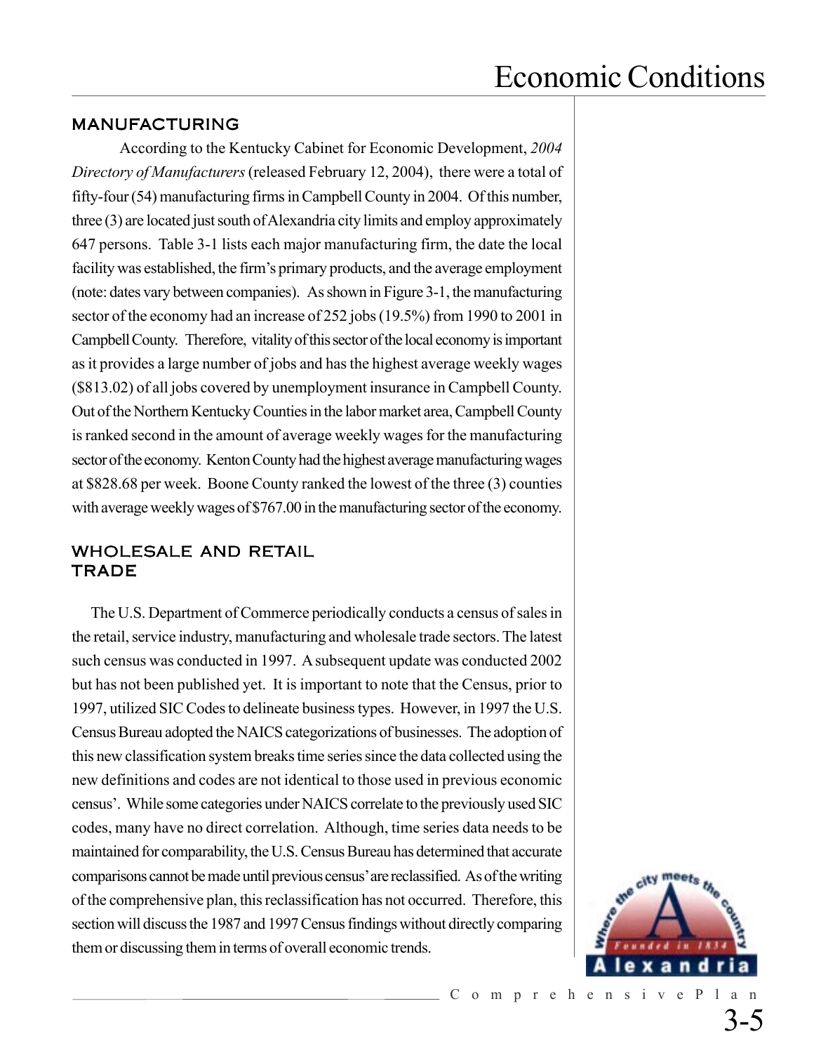## MANUFACTURING

According to the Kentucky Cabinet for Economic Development, *2004 Directory of Manufacturers* (released February 12, 2004), there were a total of fifty-four (54) manufacturing firms in Campbell County in 2004. Of this number, three (3) are located just south of Alexandria city limits and employ approximately 647 persons. Table 3-1 lists each major manufacturing firm, the date the local facility was established, the firm's primary products, and the average employment (note: dates vary between companies). As shown in Figure 3-1, the manufacturing sector of the economy had an increase of 252 jobs (19.5%) from 1990 to 2001 in Campbell County. Therefore, vitality of this sector of the local economy is important as it provides a large number of jobs and has the highest average weekly wages ($813.02) of all jobs covered by unemployment insurance in Campbell County. Out of the Northern Kentucky Counties in the labor market area, Campbell County is ranked second in the amount of average weekly wages for the manufacturing sector of the economy. Kenton County had the highest average manufacturing wages at $828.68 per week. Boone County ranked the lowest of the three (3) counties with average weekly wages of $767.00 in the manufacturing sector of the economy.

## WHOLESALE AND RETAIL TRADE

The U.S. Department of Commerce periodically conducts a census of sales in the retail, service industry, manufacturing and wholesale trade sectors. The latest such census was conducted in 1997. A subsequent update was conducted 2002 but has not been published yet. It is important to note that the Census, prior to 1997, utilized SIC Codes to delineate business types. However, in 1997 the U.S. Census Bureau adopted the NAICS categorizations of businesses. The adoption of this new classification system breaks time series since the data collected using the new definitions and codes are not identical to those used in previous economic census'. While some categories under NAICS correlate to the previously used SIC codes, many have no direct correlation. Although, time series data needs to be maintained for comparability, the U.S. Census Bureau has determined that accurate comparisons cannot be made until previous census' are reclassified. As of the writing of the comprehensive plan, this reclassification has not occurred. Therefore, this section will discuss the 1987 and 1997 Census findings without directly comparing them or discussing them in terms of overall economic trends.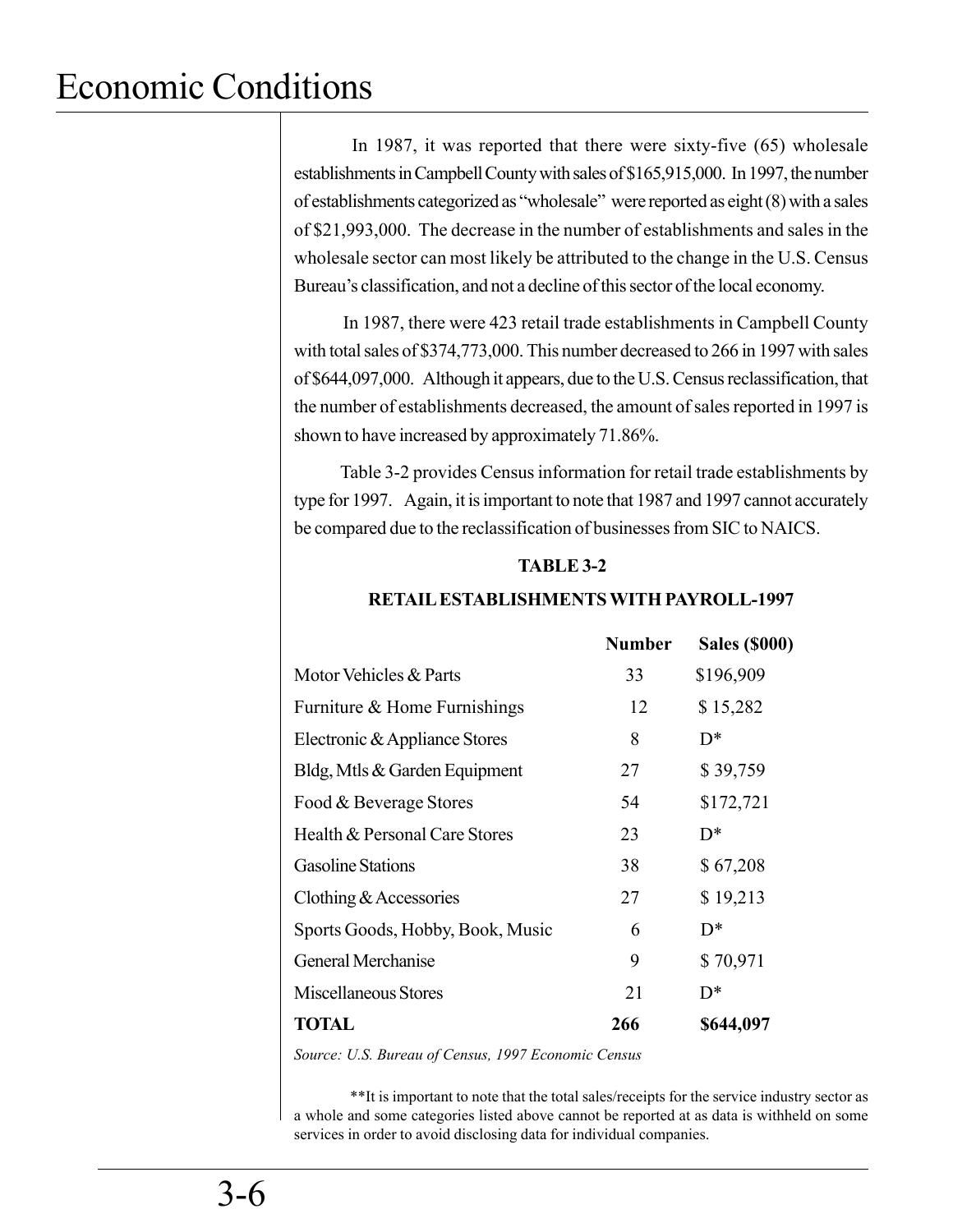In 1987, it was reported that there were sixty-five (65) wholesale establishments in Campbell County with sales of $165,915,000. In 1997, the number of establishments categorized as "wholesale" were reported as eight (8) with a sales of $21,993,000. The decrease in the number of establishments and sales in the wholesale sector can most likely be attributed to the change in the U.S. Census Bureau's classification, and not a decline of this sector of the local economy.

In 1987, there were 423 retail trade establishments in Campbell County with total sales of $374,773,000. This number decreased to 266 in 1997 with sales of $644,097,000. Although it appears, due to the U.S. Census reclassification, that the number of establishments decreased, the amount of sales reported in 1997 is shown to have increased by approximately 71.86%.

Table 3-2 provides Census information for retail trade establishments by type for 1997. Again, it is important to note that 1987 and 1997 cannot accurately be compared due to the reclassification of businesses from SIC to NAICS.

**TABLE 3-2**

**RETAIL ESTABLISHMENTS WITH PAYROLL-1997**

| | **Number** | **Sales ($000)** |
|---|---|---|
| Motor Vehicles & Parts | 33 | $196,909 |
| Furniture & Home Furnishings | 12 | $ 15,282 |
| Electronic & Appliance Stores | 8 | D* |
| Bldg, Mtls & Garden Equipment | 27 | $ 39,759 |
| Food & Beverage Stores | 54 | $172,721 |
| Health & Personal Care Stores | 23 | D* |
| Gasoline Stations | 38 | $ 67,208 |
| Clothing & Accessories | 27 | $ 19,213 |
| Sports Goods, Hobby, Book, Music | 6 | D* |
| General Merchanise | 9 | $ 70,971 |
| Miscellaneous Stores | 21 | D* |
| **TOTAL** | **266** | **$644,097** |

*Source: U.S. Bureau of Census, 1997 Economic Census*

**It is important to note that the total sales/receipts for the service industry sector as a whole and some categories listed above cannot be reported at as data is withheld on some services in order to avoid disclosing data for individual companies.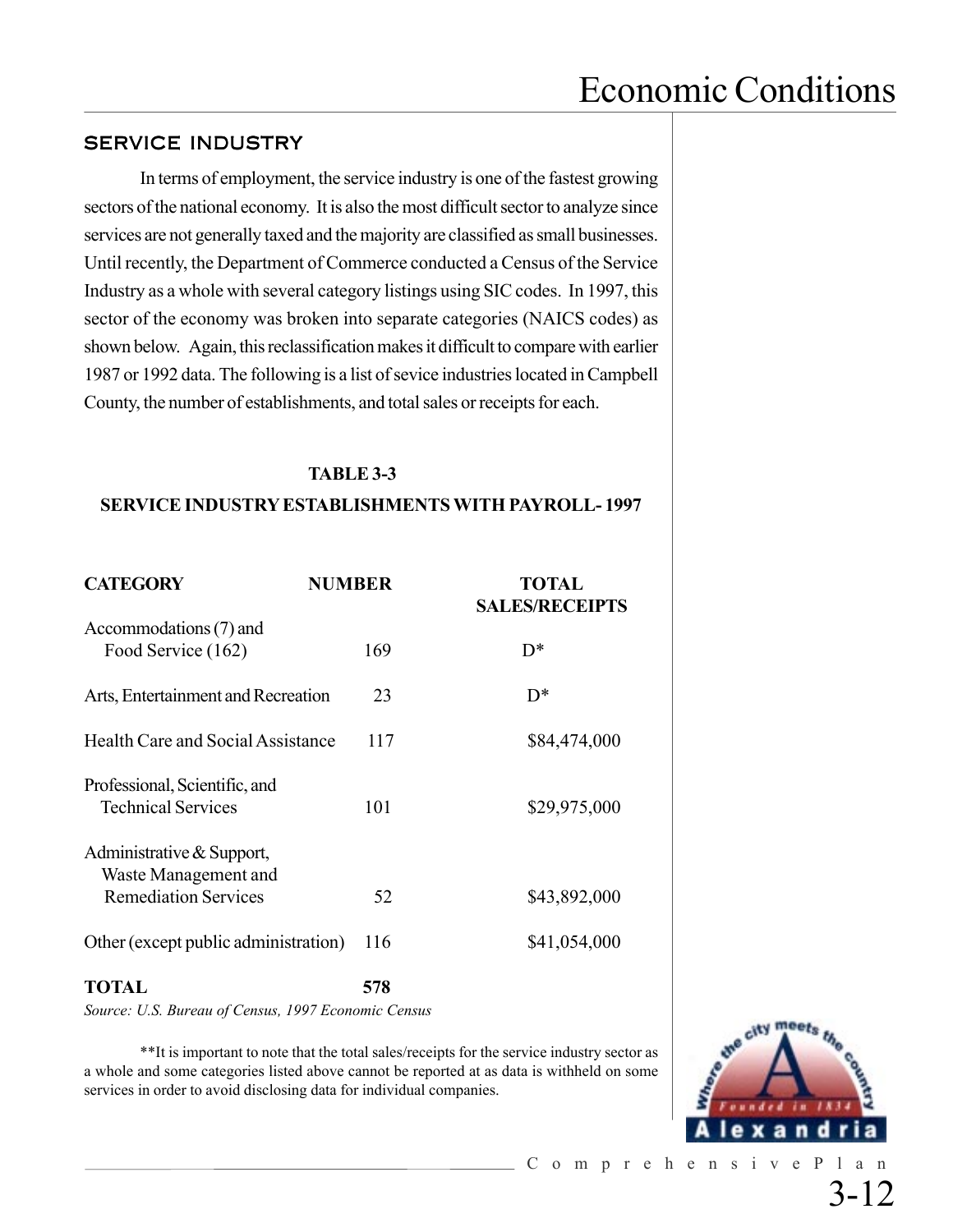## SERVICE INDUSTRY

In terms of employment, the service industry is one of the fastest growing sectors of the national economy. It is also the most difficult sector to analyze since services are not generally taxed and the majority are classified as small businesses. Until recently, the Department of Commerce conducted a Census of the Service Industry as a whole with several category listings using SIC codes. In 1997, this sector of the economy was broken into separate categories (NAICS codes) as shown below. Again, this reclassification makes it difficult to compare with earlier 1987 or 1992 data. The following is a list of sevice industries located in Campbell County, the number of establishments, and total sales or receipts for each.

**TABLE 3-3**

**SERVICE INDUSTRY ESTABLISHMENTS WITH PAYROLL- 1997**

| CATEGORY | NUMBER | TOTAL SALES/RECEIPTS |
|---|---|---|
| Accommodations (7) and Food Service (162) | 169 | D* |
| Arts, Entertainment and Recreation | 23 | D* |
| Health Care and Social Assistance | 117 | $84,474,000 |
| Professional, Scientific, and Technical Services | 101 | $29,975,000 |
| Administrative & Support, Waste Management and Remediation Services | 52 | $43,892,000 |
| Other (except public administration) | 116 | $41,054,000 |
| **TOTAL** | **578** | |

*Source: U.S. Bureau of Census, 1997 Economic Census*

**It is important to note that the total sales/receipts for the service industry sector as a whole and some categories listed above cannot be reported at as data is withheld on some services in order to avoid disclosing data for individual companies.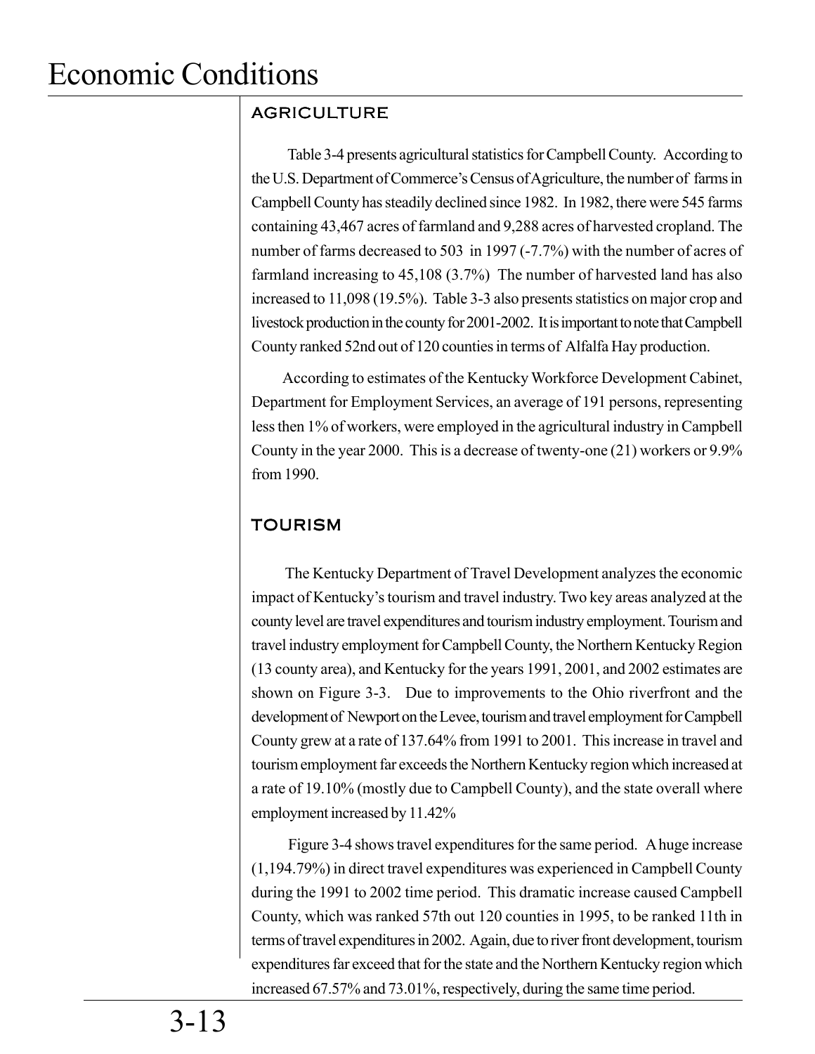# Economic Conditions

## AGRICULTURE

Table 3-4 presents agricultural statistics for Campbell County. According to the U.S. Department of Commerce's Census of Agriculture, the number of farms in Campbell County has steadily declined since 1982. In 1982, there were 545 farms containing 43,467 acres of farmland and 9,288 acres of harvested cropland. The number of farms decreased to 503 in 1997 (-7.7%) with the number of acres of farmland increasing to 45,108 (3.7%) The number of harvested land has also increased to 11,098 (19.5%). Table 3-3 also presents statistics on major crop and livestock production in the county for 2001-2002. It is important to note that Campbell County ranked 52nd out of 120 counties in terms of Alfalfa Hay production.

According to estimates of the Kentucky Workforce Development Cabinet, Department for Employment Services, an average of 191 persons, representing less then 1% of workers, were employed in the agricultural industry in Campbell County in the year 2000. This is a decrease of twenty-one (21) workers or 9.9% from 1990.

## TOURISM

The Kentucky Department of Travel Development analyzes the economic impact of Kentucky's tourism and travel industry. Two key areas analyzed at the county level are travel expenditures and tourism industry employment. Tourism and travel industry employment for Campbell County, the Northern Kentucky Region (13 county area), and Kentucky for the years 1991, 2001, and 2002 estimates are shown on Figure 3-3. Due to improvements to the Ohio riverfront and the development of Newport on the Levee, tourism and travel employment for Campbell County grew at a rate of 137.64% from 1991 to 2001. This increase in travel and tourism employment far exceeds the Northern Kentucky region which increased at a rate of 19.10% (mostly due to Campbell County), and the state overall where employment increased by 11.42%

Figure 3-4 shows travel expenditures for the same period. A huge increase (1,194.79%) in direct travel expenditures was experienced in Campbell County during the 1991 to 2002 time period. This dramatic increase caused Campbell County, which was ranked 57th out 120 counties in 1995, to be ranked 11th in terms of travel expenditures in 2002. Again, due to river front development, tourism expenditures far exceed that for the state and the Northern Kentucky region which increased 67.57% and 73.01%, respectively, during the same time period.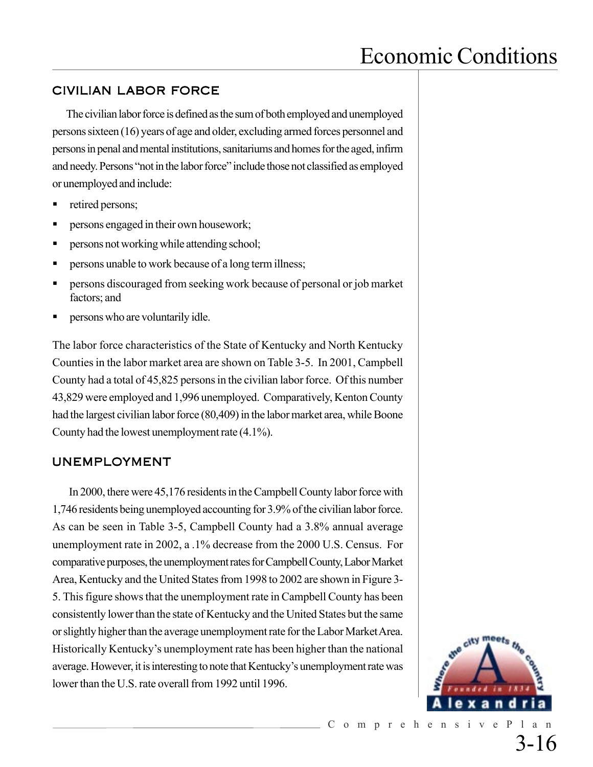## CIVILIAN LABOR FORCE

The civilian labor force is defined as the sum of both employed and unemployed persons sixteen (16) years of age and older, excluding armed forces personnel and persons in penal and mental institutions, sanitariums and homes for the aged, infirm and needy. Persons "not in the labor force" include those not classified as employed or unemployed and include:

- retired persons;
- persons engaged in their own housework;
- persons not working while attending school;
- persons unable to work because of a long term illness;
- persons discouraged from seeking work because of personal or job market factors; and
- persons who are voluntarily idle.

The labor force characteristics of the State of Kentucky and North Kentucky Counties in the labor market area are shown on Table 3-5. In 2001, Campbell County had a total of 45,825 persons in the civilian labor force. Of this number 43,829 were employed and 1,996 unemployed. Comparatively, Kenton County had the largest civilian labor force (80,409) in the labor market area, while Boone County had the lowest unemployment rate (4.1%).

## UNEMPLOYMENT

In 2000, there were 45,176 residents in the Campbell County labor force with 1,746 residents being unemployed accounting for 3.9% of the civilian labor force. As can be seen in Table 3-5, Campbell County had a 3.8% annual average unemployment rate in 2002, a .1% decrease from the 2000 U.S. Census. For comparative purposes, the unemployment rates for Campbell County, Labor Market Area, Kentucky and the United States from 1998 to 2002 are shown in Figure 3-5. This figure shows that the unemployment rate in Campbell County has been consistently lower than the state of Kentucky and the United States but the same or slightly higher than the average unemployment rate for the Labor Market Area. Historically Kentucky's unemployment rate has been higher than the national average. However, it is interesting to note that Kentucky's unemployment rate was lower than the U.S. rate overall from 1992 until 1996.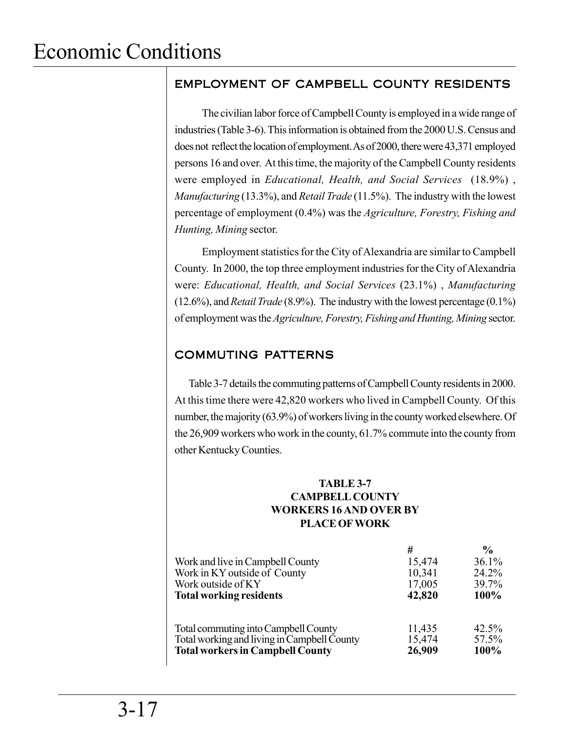# Economic Conditions

## EMPLOYMENT OF CAMPBELL COUNTY RESIDENTS

The civilian labor force of Campbell County is employed in a wide range of industries (Table 3-6). This information is obtained from the 2000 U.S. Census and does not reflect the location of employment. As of 2000, there were 43,371 employed persons 16 and over. At this time, the majority of the Campbell County residents were employed in *Educational, Health, and Social Services* (18.9%) , *Manufacturing* (13.3%), and *Retail Trade* (11.5%). The industry with the lowest percentage of employment (0.4%) was the *Agriculture, Forestry, Fishing and Hunting, Mining* sector.

Employment statistics for the City of Alexandria are similar to Campbell County. In 2000, the top three employment industries for the City of Alexandria were: *Educational, Health, and Social Services* (23.1%) , *Manufacturing* (12.6%), and *Retail Trade* (8.9%). The industry with the lowest percentage (0.1%) of employment was the *Agriculture, Forestry, Fishing and Hunting, Mining* sector.

## COMMUTING PATTERNS

Table 3-7 details the commuting patterns of Campbell County residents in 2000. At this time there were 42,820 workers who lived in Campbell County. Of this number, the majority (63.9%) of workers living in the county worked elsewhere. Of the 26,909 workers who work in the county, 61.7% commute into the county from other Kentucky Counties.

**TABLE 3-7**
**CAMPBELL COUNTY**
**WORKERS 16 AND OVER BY**
**PLACE OF WORK**

| | # | % |
|---|---|---|
| Work and live in Campbell County | 15,474 | 36.1% |
| Work in KY outside of County | 10,341 | 24.2% |
| Work outside of KY | 17,005 | 39.7% |
| **Total working residents** | **42,820** | **100%** |
| | | |
| Total commuting into Campbell County | 11,435 | 42.5% |
| Total working and living in Campbell County | 15,474 | 57.5% |
| **Total workers in Campbell County** | **26,909** | **100%** |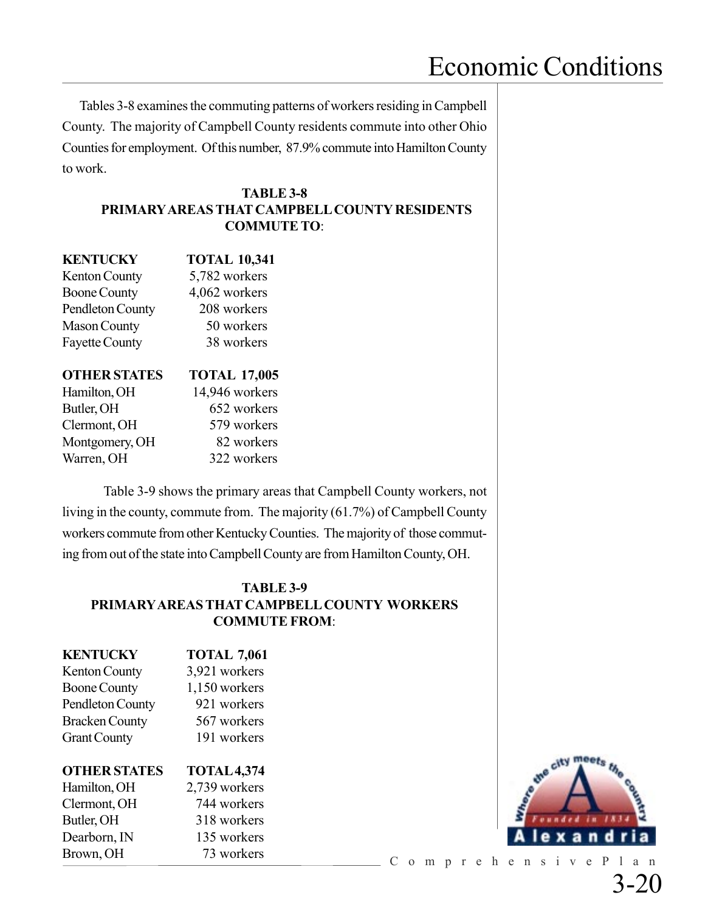Tables 3-8 examines the commuting patterns of workers residing in Campbell County. The majority of Campbell County residents commute into other Ohio Counties for employment. Of this number, 87.9% commute into Hamilton County to work.

**TABLE 3-8**
**PRIMARY AREAS THAT CAMPBELL COUNTY RESIDENTS COMMUTE TO**:

| **KENTUCKY** | **TOTAL 10,341** |
|---|---|
| Kenton County | 5,782 workers |
| Boone County | 4,062 workers |
| Pendleton County | 208 workers |
| Mason County | 50 workers |
| Fayette County | 38 workers |

| **OTHER STATES** | **TOTAL 17,005** |
|---|---|
| Hamilton, OH | 14,946 workers |
| Butler, OH | 652 workers |
| Clermont, OH | 579 workers |
| Montgomery, OH | 82 workers |
| Warren, OH | 322 workers |

Table 3-9 shows the primary areas that Campbell County workers, not living in the county, commute from. The majority (61.7%) of Campbell County workers commute from other Kentucky Counties. The majority of those commuting from out of the state into Campbell County are from Hamilton County, OH.

**TABLE 3-9**
**PRIMARY AREAS THAT CAMPBELL COUNTY WORKERS COMMUTE FROM**:

| **KENTUCKY** | **TOTAL 7,061** |
|---|---|
| Kenton County | 3,921 workers |
| Boone County | 1,150 workers |
| Pendleton County | 921 workers |
| Bracken County | 567 workers |
| Grant County | 191 workers |

| **OTHER STATES** | **TOTAL 4,374** |
|---|---|
| Hamilton, OH | 2,739 workers |
| Clermont, OH | 744 workers |
| Butler, OH | 318 workers |
| Dearborn, IN | 135 workers |
| Brown, OH | 73 workers |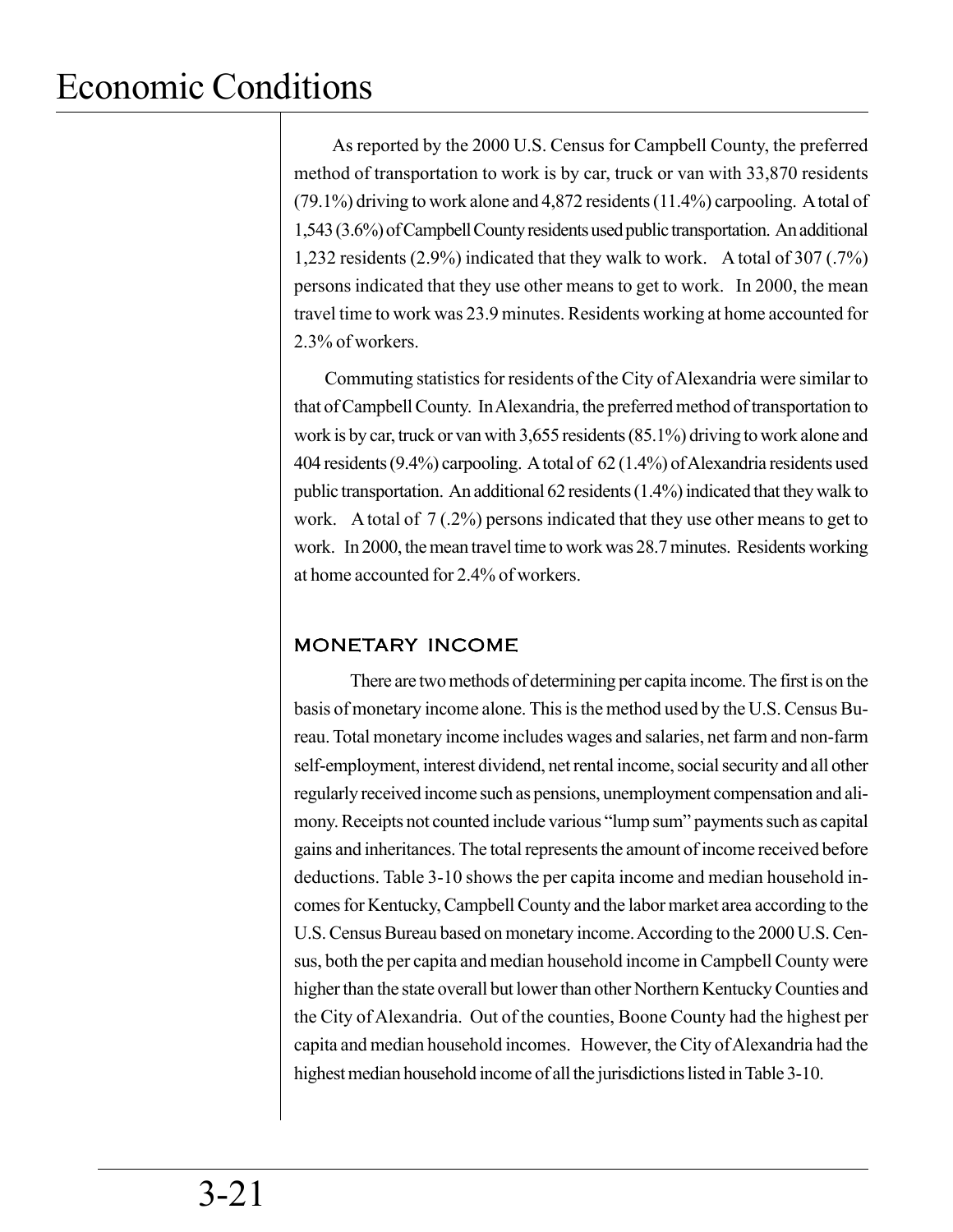As reported by the 2000 U.S. Census for Campbell County, the preferred method of transportation to work is by car, truck or van with 33,870 residents (79.1%) driving to work alone and 4,872 residents (11.4%) carpooling. A total of 1,543 (3.6%) of Campbell County residents used public transportation. An additional 1,232 residents (2.9%) indicated that they walk to work. A total of 307 (.7%) persons indicated that they use other means to get to work. In 2000, the mean travel time to work was 23.9 minutes. Residents working at home accounted for 2.3% of workers.

Commuting statistics for residents of the City of Alexandria were similar to that of Campbell County. In Alexandria, the preferred method of transportation to work is by car, truck or van with 3,655 residents (85.1%) driving to work alone and 404 residents (9.4%) carpooling. A total of 62 (1.4%) of Alexandria residents used public transportation. An additional 62 residents (1.4%) indicated that they walk to work. A total of 7 (.2%) persons indicated that they use other means to get to work. In 2000, the mean travel time to work was 28.7 minutes. Residents working at home accounted for 2.4% of workers.

## MONETARY INCOME

There are two methods of determining per capita income. The first is on the basis of monetary income alone. This is the method used by the U.S. Census Bureau. Total monetary income includes wages and salaries, net farm and non-farm self-employment, interest dividend, net rental income, social security and all other regularly received income such as pensions, unemployment compensation and alimony. Receipts not counted include various "lump sum" payments such as capital gains and inheritances. The total represents the amount of income received before deductions. Table 3-10 shows the per capita income and median household incomes for Kentucky, Campbell County and the labor market area according to the U.S. Census Bureau based on monetary income. According to the 2000 U.S. Census, both the per capita and median household income in Campbell County were higher than the state overall but lower than other Northern Kentucky Counties and the City of Alexandria. Out of the counties, Boone County had the highest per capita and median household incomes. However, the City of Alexandria had the highest median household income of all the jurisdictions listed in Table 3-10.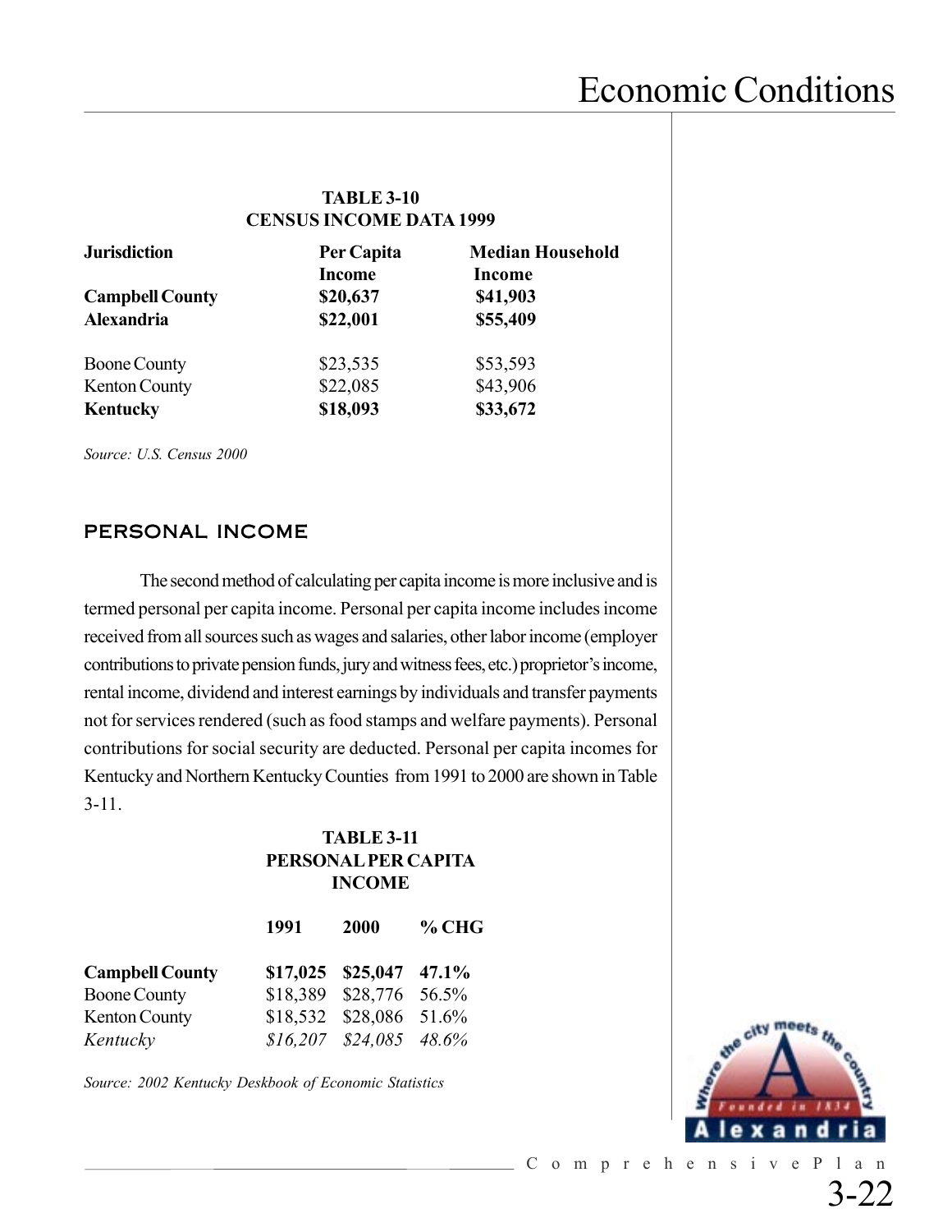**TABLE 3-10**
**CENSUS INCOME DATA 1999**

| Jurisdiction | Per Capita Income | Median Household Income |
|---|---|---|
| **Campbell County** | **$20,637** | **$41,903** |
| **Alexandria** | **$22,001** | **$55,409** |
| Boone County | $23,535 | $53,593 |
| Kenton County | $22,085 | $43,906 |
| **Kentucky** | **$18,093** | **$33,672** |

*Source: U.S. Census 2000*

## PERSONAL INCOME

The second method of calculating per capita income is more inclusive and is termed personal per capita income. Personal per capita income includes income received from all sources such as wages and salaries, other labor income (employer contributions to private pension funds, jury and witness fees, etc.) proprietor's income, rental income, dividend and interest earnings by individuals and transfer payments not for services rendered (such as food stamps and welfare payments). Personal contributions for social security are deducted. Personal per capita incomes for Kentucky and Northern Kentucky Counties from 1991 to 2000 are shown in Table 3-11.

**TABLE 3-11**
**PERSONAL PER CAPITA INCOME**

| | 1991 | 2000 | % CHG |
|---|---|---|---|
| **Campbell County** | **$17,025** | **$25,047** | **47.1%** |
| Boone County | $18,389 | $28,776 | 56.5% |
| Kenton County | $18,532 | $28,086 | 51.6% |
| *Kentucky* | *$16,207* | *$24,085* | *48.6%* |

*Source: 2002 Kentucky Deskbook of Economic Statistics*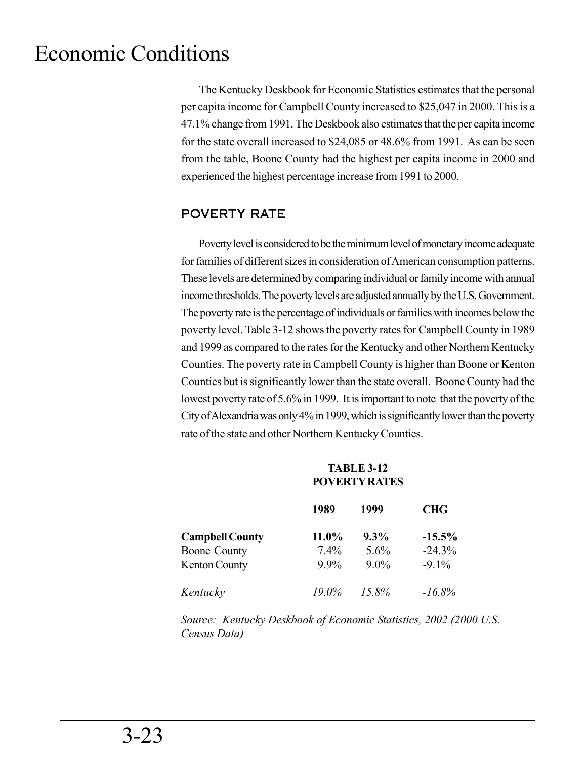The Kentucky Deskbook for Economic Statistics estimates that the personal per capita income for Campbell County increased to $25,047 in 2000. This is a 47.1% change from 1991. The Deskbook also estimates that the per capita income for the state overall increased to $24,085 or 48.6% from 1991. As can be seen from the table, Boone County had the highest per capita income in 2000 and experienced the highest percentage increase from 1991 to 2000.

## POVERTY RATE

Poverty level is considered to be the minimum level of monetary income adequate for families of different sizes in consideration of American consumption patterns. These levels are determined by comparing individual or family income with annual income thresholds. The poverty levels are adjusted annually by the U.S. Government. The poverty rate is the percentage of individuals or families with incomes below the poverty level. Table 3-12 shows the poverty rates for Campbell County in 1989 and 1999 as compared to the rates for the Kentucky and other Northern Kentucky Counties. The poverty rate in Campbell County is higher than Boone or Kenton Counties but is significantly lower than the state overall. Boone County had the lowest poverty rate of 5.6% in 1999. It is important to note that the poverty of the City of Alexandria was only 4% in 1999, which is significantly lower than the poverty rate of the state and other Northern Kentucky Counties.

**TABLE 3-12**
**POVERTY RATES**

| | 1989 | 1999 | CHG |
|---|---|---|---|
| **Campbell County** | **11.0%** | **9.3%** | **-15.5%** |
| Boone County | 7.4% | 5.6% | -24.3% |
| Kenton County | 9.9% | 9.0% | -9.1% |
| *Kentucky* | *19.0%* | *15.8%* | *-16.8%* |

*Source: Kentucky Deskbook of Economic Statistics, 2002 (2000 U.S. Census Data)*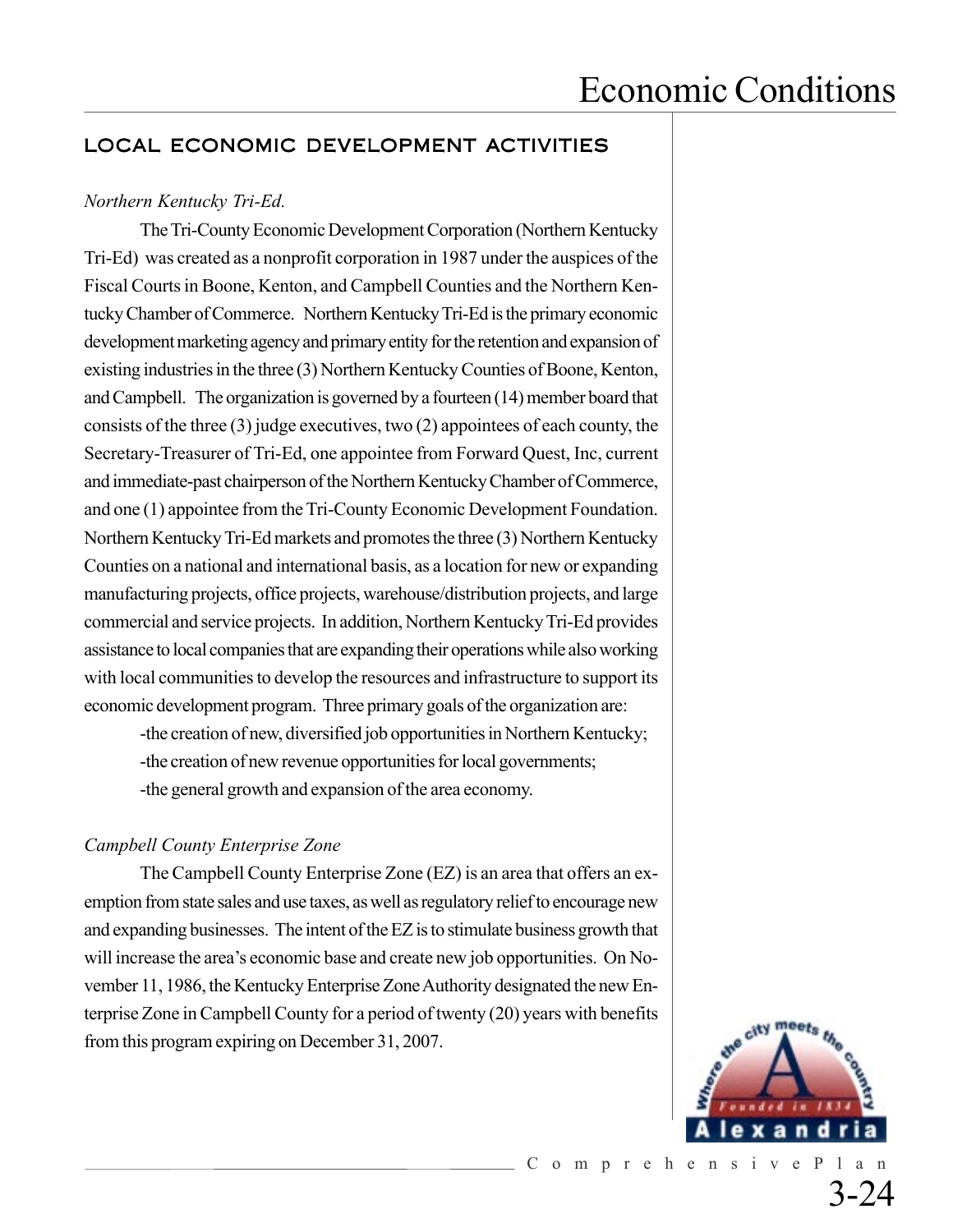## LOCAL ECONOMIC DEVELOPMENT ACTIVITIES

*Northern Kentucky Tri-Ed.*

The Tri-County Economic Development Corporation (Northern Kentucky Tri-Ed) was created as a nonprofit corporation in 1987 under the auspices of the Fiscal Courts in Boone, Kenton, and Campbell Counties and the Northern Kentucky Chamber of Commerce. Northern Kentucky Tri-Ed is the primary economic development marketing agency and primary entity for the retention and expansion of existing industries in the three (3) Northern Kentucky Counties of Boone, Kenton, and Campbell. The organization is governed by a fourteen (14) member board that consists of the three (3) judge executives, two (2) appointees of each county, the Secretary-Treasurer of Tri-Ed, one appointee from Forward Quest, Inc, current and immediate-past chairperson of the Northern Kentucky Chamber of Commerce, and one (1) appointee from the Tri-County Economic Development Foundation. Northern Kentucky Tri-Ed markets and promotes the three (3) Northern Kentucky Counties on a national and international basis, as a location for new or expanding manufacturing projects, office projects, warehouse/distribution projects, and large commercial and service projects. In addition, Northern Kentucky Tri-Ed provides assistance to local companies that are expanding their operations while also working with local communities to develop the resources and infrastructure to support its economic development program. Three primary goals of the organization are:

-the creation of new, diversified job opportunities in Northern Kentucky;
-the creation of new revenue opportunities for local governments;
-the general growth and expansion of the area economy.

*Campbell County Enterprise Zone*

The Campbell County Enterprise Zone (EZ) is an area that offers an exemption from state sales and use taxes, as well as regulatory relief to encourage new and expanding businesses. The intent of the EZ is to stimulate business growth that will increase the area's economic base and create new job opportunities. On November 11, 1986, the Kentucky Enterprise Zone Authority designated the new Enterprise Zone in Campbell County for a period of twenty (20) years with benefits from this program expiring on December 31, 2007.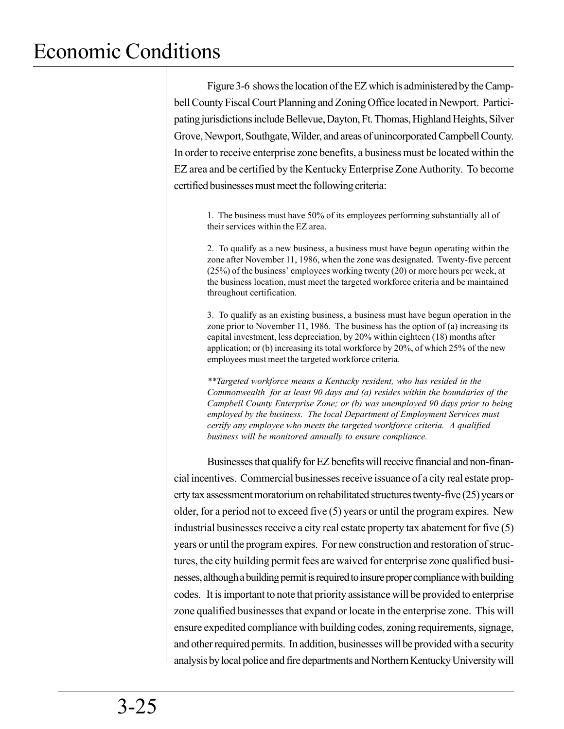Figure 3-6 shows the location of the EZ which is administered by the Campbell County Fiscal Court Planning and Zoning Office located in Newport. Participating jurisdictions include Bellevue, Dayton, Ft. Thomas, Highland Heights, Silver Grove, Newport, Southgate, Wilder, and areas of unincorporated Campbell County. In order to receive enterprise zone benefits, a business must be located within the EZ area and be certified by the Kentucky Enterprise Zone Authority. To become certified businesses must meet the following criteria:

1. The business must have 50% of its employees performing substantially all of their services within the EZ area.

2. To qualify as a new business, a business must have begun operating within the zone after November 11, 1986, when the zone was designated. Twenty-five percent (25%) of the business' employees working twenty (20) or more hours per week, at the business location, must meet the targeted workforce criteria and be maintained throughout certification.

3. To qualify as an existing business, a business must have begun operation in the zone prior to November 11, 1986. The business has the option of (a) increasing its capital investment, less depreciation, by 20% within eighteen (18) months after application; or (b) increasing its total workforce by 20%, of which 25% of the new employees must meet the targeted workforce criteria.

*\*\*Targeted workforce means a Kentucky resident, who has resided in the Commonwealth for at least 90 days and (a) resides within the boundaries of the Campbell County Enterprise Zone; or (b) was unemployed 90 days prior to being employed by the business. The local Department of Employment Services must certify any employee who meets the targeted workforce criteria. A qualified business will be monitored annually to ensure compliance.*

Businesses that qualify for EZ benefits will receive financial and non-financial incentives. Commercial businesses receive issuance of a city real estate property tax assessment moratorium on rehabilitated structures twenty-five (25) years or older, for a period not to exceed five (5) years or until the program expires. New industrial businesses receive a city real estate property tax abatement for five (5) years or until the program expires. For new construction and restoration of structures, the city building permit fees are waived for enterprise zone qualified businesses, although a building permit is required to insure proper compliance with building codes. It is important to note that priority assistance will be provided to enterprise zone qualified businesses that expand or locate in the enterprise zone. This will ensure expedited compliance with building codes, zoning requirements, signage, and other required permits. In addition, businesses will be provided with a security analysis by local police and fire departments and Northern Kentucky University will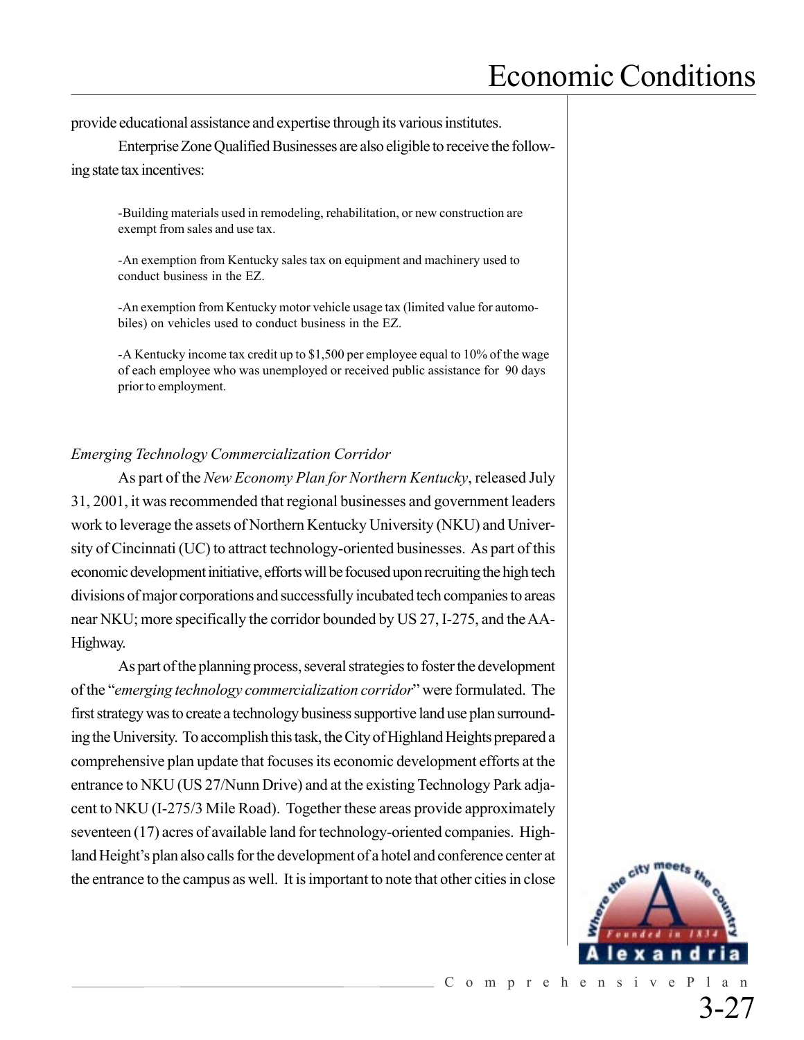provide educational assistance and expertise through its various institutes.

Enterprise Zone Qualified Businesses are also eligible to receive the following state tax incentives:

> -Building materials used in remodeling, rehabilitation, or new construction are exempt from sales and use tax.
>
> -An exemption from Kentucky sales tax on equipment and machinery used to conduct business in the EZ.
>
> -An exemption from Kentucky motor vehicle usage tax (limited value for automobiles) on vehicles used to conduct business in the EZ.
>
> -A Kentucky income tax credit up to $1,500 per employee equal to 10% of the wage of each employee who was unemployed or received public assistance for 90 days prior to employment.

*Emerging Technology Commercialization Corridor*

As part of the *New Economy Plan for Northern Kentucky*, released July 31, 2001, it was recommended that regional businesses and government leaders work to leverage the assets of Northern Kentucky University (NKU) and University of Cincinnati (UC) to attract technology-oriented businesses. As part of this economic development initiative, efforts will be focused upon recruiting the high tech divisions of major corporations and successfully incubated tech companies to areas near NKU; more specifically the corridor bounded by US 27, I-275, and the AA-Highway.

As part of the planning process, several strategies to foster the development of the "*emerging technology commercialization corridor*" were formulated. The first strategy was to create a technology business supportive land use plan surrounding the University. To accomplish this task, the City of Highland Heights prepared a comprehensive plan update that focuses its economic development efforts at the entrance to NKU (US 27/Nunn Drive) and at the existing Technology Park adjacent to NKU (I-275/3 Mile Road). Together these areas provide approximately seventeen (17) acres of available land for technology-oriented companies. Highland Height's plan also calls for the development of a hotel and conference center at the entrance to the campus as well. It is important to note that other cities in close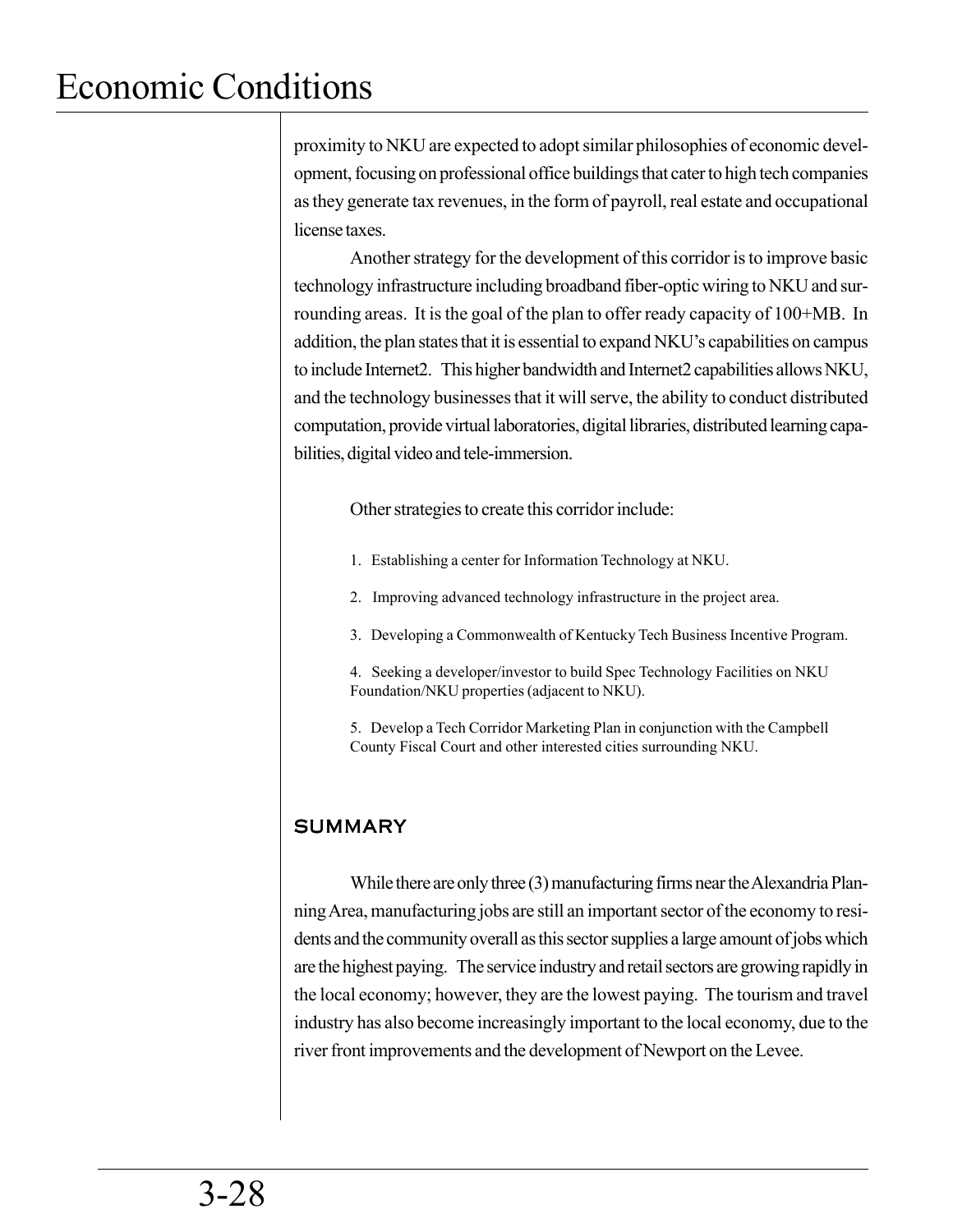proximity to NKU are expected to adopt similar philosophies of economic development, focusing on professional office buildings that cater to high tech companies as they generate tax revenues, in the form of payroll, real estate and occupational license taxes.

Another strategy for the development of this corridor is to improve basic technology infrastructure including broadband fiber-optic wiring to NKU and surrounding areas. It is the goal of the plan to offer ready capacity of 100+MB. In addition, the plan states that it is essential to expand NKU's capabilities on campus to include Internet2. This higher bandwidth and Internet2 capabilities allows NKU, and the technology businesses that it will serve, the ability to conduct distributed computation, provide virtual laboratories, digital libraries, distributed learning capabilities, digital video and tele-immersion.

Other strategies to create this corridor include:

1. Establishing a center for Information Technology at NKU.
2. Improving advanced technology infrastructure in the project area.
3. Developing a Commonwealth of Kentucky Tech Business Incentive Program.
4. Seeking a developer/investor to build Spec Technology Facilities on NKU Foundation/NKU properties (adjacent to NKU).
5. Develop a Tech Corridor Marketing Plan in conjunction with the Campbell County Fiscal Court and other interested cities surrounding NKU.

## SUMMARY

While there are only three (3) manufacturing firms near the Alexandria Planning Area, manufacturing jobs are still an important sector of the economy to residents and the community overall as this sector supplies a large amount of jobs which are the highest paying. The service industry and retail sectors are growing rapidly in the local economy; however, they are the lowest paying. The tourism and travel industry has also become increasingly important to the local economy, due to the river front improvements and the development of Newport on the Levee.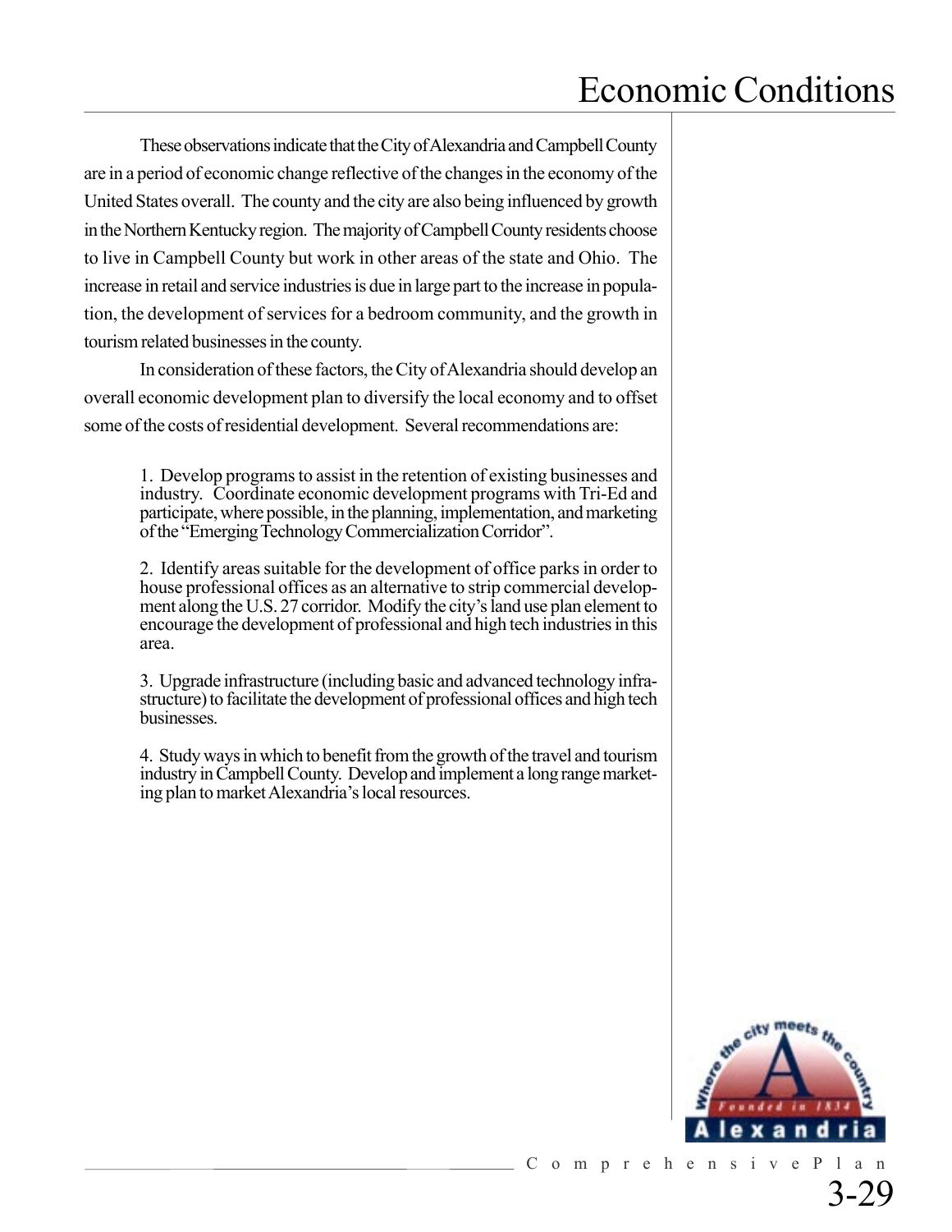These observations indicate that the City of Alexandria and Campbell County are in a period of economic change reflective of the changes in the economy of the United States overall. The county and the city are also being influenced by growth in the Northern Kentucky region. The majority of Campbell County residents choose to live in Campbell County but work in other areas of the state and Ohio. The increase in retail and service industries is due in large part to the increase in population, the development of services for a bedroom community, and the growth in tourism related businesses in the county.

In consideration of these factors, the City of Alexandria should develop an overall economic development plan to diversify the local economy and to offset some of the costs of residential development. Several recommendations are:

1. Develop programs to assist in the retention of existing businesses and industry. Coordinate economic development programs with Tri-Ed and participate, where possible, in the planning, implementation, and marketing of the "Emerging Technology Commercialization Corridor".

2. Identify areas suitable for the development of office parks in order to house professional offices as an alternative to strip commercial development along the U.S. 27 corridor. Modify the city's land use plan element to encourage the development of professional and high tech industries in this area.

3. Upgrade infrastructure (including basic and advanced technology infrastructure) to facilitate the development of professional offices and high tech businesses.

4. Study ways in which to benefit from the growth of the travel and tourism industry in Campbell County. Develop and implement a long range marketing plan to market Alexandria's local resources.